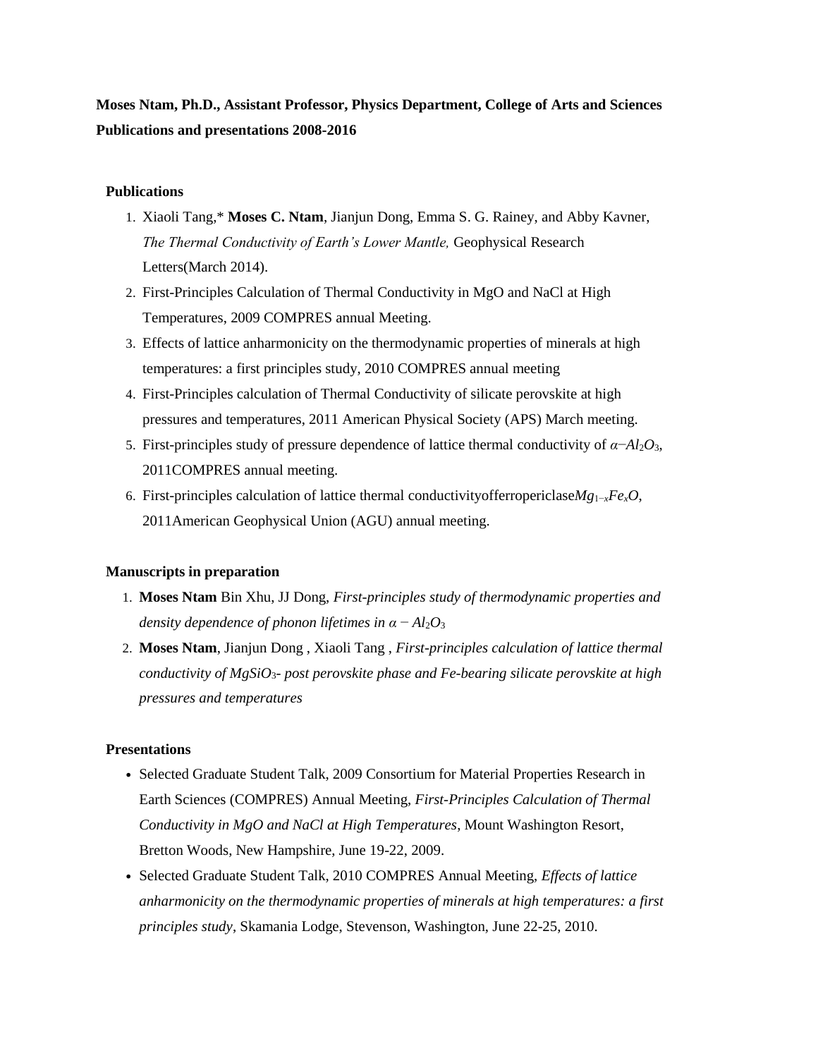**Moses Ntam, Ph.D., Assistant Professor, Physics Department, College of Arts and Sciences**
**Publications and presentations 2008-2016**

## Publications

1. Xiaoli Tang,* **Moses C. Ntam**, Jianjun Dong, Emma S. G. Rainey, and Abby Kavner, *The Thermal Conductivity of Earth's Lower Mantle,* Geophysical Research Letters(March 2014).
2. First-Principles Calculation of Thermal Conductivity in MgO and NaCl at High Temperatures, 2009 COMPRES annual Meeting.
3. Effects of lattice anharmonicity on the thermodynamic properties of minerals at high temperatures: a first principles study, 2010 COMPRES annual meeting
4. First-Principles calculation of Thermal Conductivity of silicate perovskite at high pressures and temperatures, 2011 American Physical Society (APS) March meeting.
5. First-principles study of pressure dependence of lattice thermal conductivity of $\alpha$−$Al_2O_3$, 2011COMPRES annual meeting.
6. First-principles calculation of lattice thermal conductivityofferropericlase$Mg_{1-x}Fe_xO$, 2011American Geophysical Union (AGU) annual meeting.

## Manuscripts in preparation

1. **Moses Ntam** Bin Xhu, JJ Dong, *First-principles study of thermodynamic properties and density dependence of phonon lifetimes in* $\alpha - Al_2O_3$
2. **Moses Ntam**, Jianjun Dong , Xiaoli Tang , *First-principles calculation of lattice thermal conductivity of* $MgSiO_3$*- post perovskite phase and Fe-bearing silicate perovskite at high pressures and temperatures*

## Presentations

- Selected Graduate Student Talk, 2009 Consortium for Material Properties Research in Earth Sciences (COMPRES) Annual Meeting, *First-Principles Calculation of Thermal Conductivity in MgO and NaCl at High Temperatures*, Mount Washington Resort, Bretton Woods, New Hampshire, June 19-22, 2009.
- Selected Graduate Student Talk, 2010 COMPRES Annual Meeting, *Effects of lattice anharmonicity on the thermodynamic properties of minerals at high temperatures: a first principles study*, Skamania Lodge, Stevenson, Washington, June 22-25, 2010.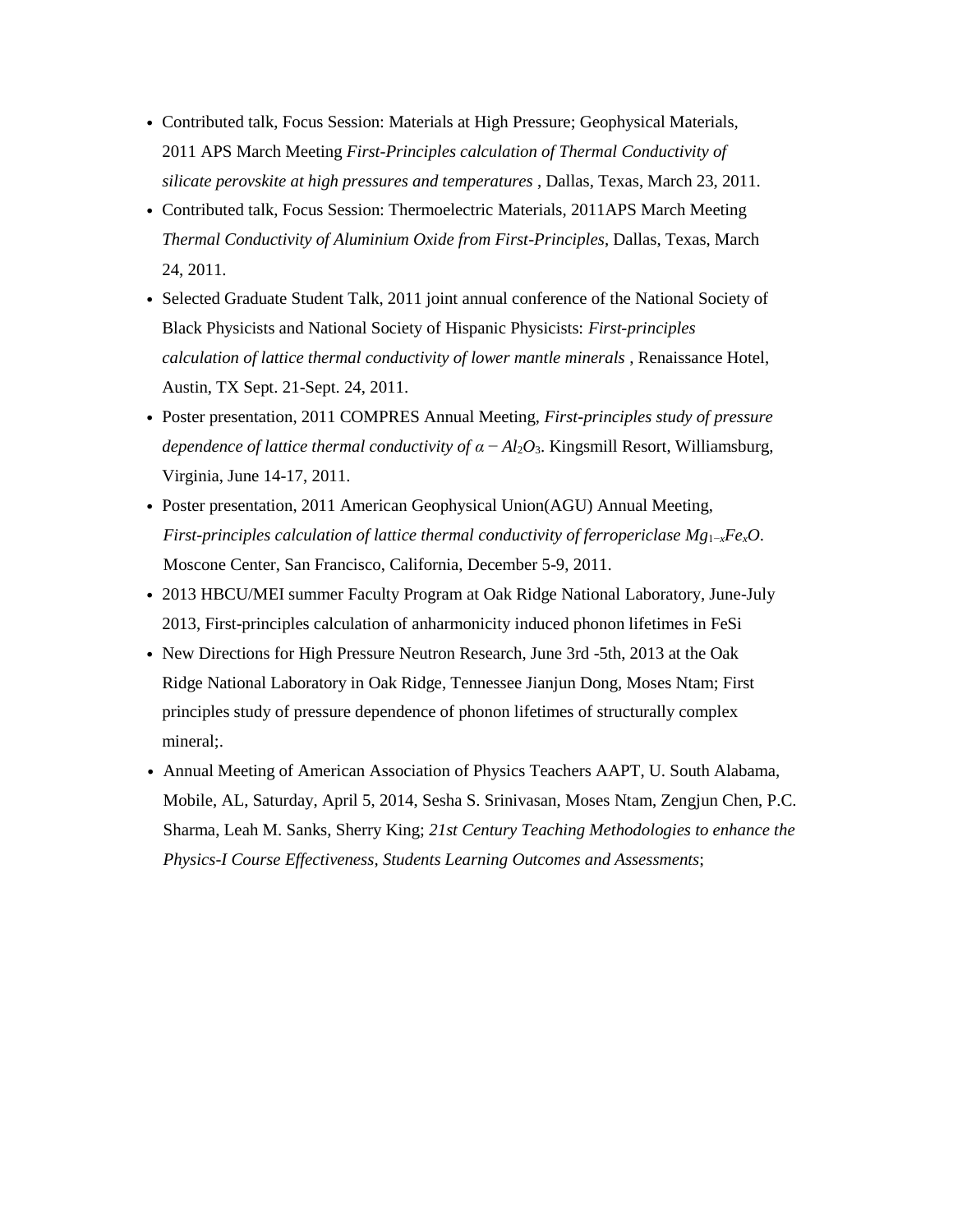- Contributed talk, Focus Session: Materials at High Pressure; Geophysical Materials, 2011 APS March Meeting *First-Principles calculation of Thermal Conductivity of silicate perovskite at high pressures and temperatures* , Dallas, Texas, March 23, 2011.
- Contributed talk, Focus Session: Thermoelectric Materials, 2011APS March Meeting *Thermal Conductivity of Aluminium Oxide from First-Principles*, Dallas, Texas, March 24, 2011.
- Selected Graduate Student Talk, 2011 joint annual conference of the National Society of Black Physicists and National Society of Hispanic Physicists: *First-principles calculation of lattice thermal conductivity of lower mantle minerals* , Renaissance Hotel, Austin, TX Sept. 21-Sept. 24, 2011.
- Poster presentation, 2011 COMPRES Annual Meeting, *First-principles study of pressure dependence of lattice thermal conductivity of* $\alpha - Al_2O_3$. Kingsmill Resort, Williamsburg, Virginia, June 14-17, 2011.
- Poster presentation, 2011 American Geophysical Union(AGU) Annual Meeting, *First-principles calculation of lattice thermal conductivity of ferropericlase* $Mg_{1-x}Fe_xO$. Moscone Center, San Francisco, California, December 5-9, 2011.
- 2013 HBCU/MEI summer Faculty Program at Oak Ridge National Laboratory, June-July 2013, First-principles calculation of anharmonicity induced phonon lifetimes in FeSi
- New Directions for High Pressure Neutron Research, June 3rd -5th, 2013 at the Oak Ridge National Laboratory in Oak Ridge, Tennessee Jianjun Dong, Moses Ntam; First principles study of pressure dependence of phonon lifetimes of structurally complex mineral;.
- Annual Meeting of American Association of Physics Teachers AAPT, U. South Alabama, Mobile, AL, Saturday, April 5, 2014, Sesha S. Srinivasan, Moses Ntam, Zengjun Chen, P.C. Sharma, Leah M. Sanks, Sherry King; *21st Century Teaching Methodologies to enhance the Physics-I Course Effectiveness, Students Learning Outcomes and Assessments*;